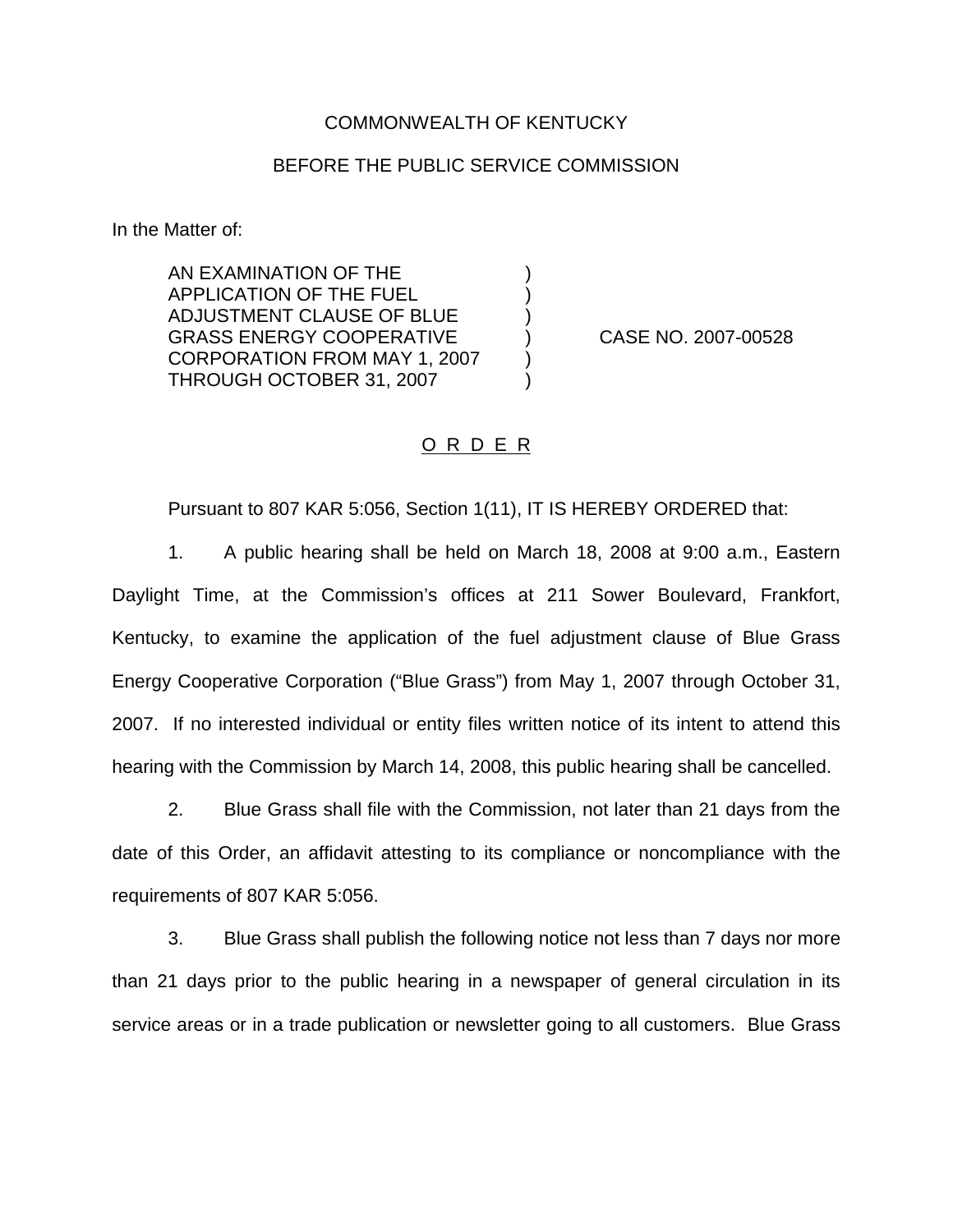COMMONWEALTH OF KENTUCKY

BEFORE THE PUBLIC SERVICE COMMISSION

In the Matter of:

| | | |
|---|---|---|
| AN EXAMINATION OF THE APPLICATION OF THE FUEL ADJUSTMENT CLAUSE OF BLUE GRASS ENERGY COOPERATIVE CORPORATION FROM MAY 1, 2007 THROUGH OCTOBER 31, 2007 | ) ) ) ) ) ) | CASE NO. 2007-00528 |

## O R D E R

Pursuant to 807 KAR 5:056, Section 1(11), IT IS HEREBY ORDERED that:

1. A public hearing shall be held on March 18, 2008 at 9:00 a.m., Eastern Daylight Time, at the Commission's offices at 211 Sower Boulevard, Frankfort, Kentucky, to examine the application of the fuel adjustment clause of Blue Grass Energy Cooperative Corporation ("Blue Grass") from May 1, 2007 through October 31, 2007. If no interested individual or entity files written notice of its intent to attend this hearing with the Commission by March 14, 2008, this public hearing shall be cancelled.

2. Blue Grass shall file with the Commission, not later than 21 days from the date of this Order, an affidavit attesting to its compliance or noncompliance with the requirements of 807 KAR 5:056.

3. Blue Grass shall publish the following notice not less than 7 days nor more than 21 days prior to the public hearing in a newspaper of general circulation in its service areas or in a trade publication or newsletter going to all customers. Blue Grass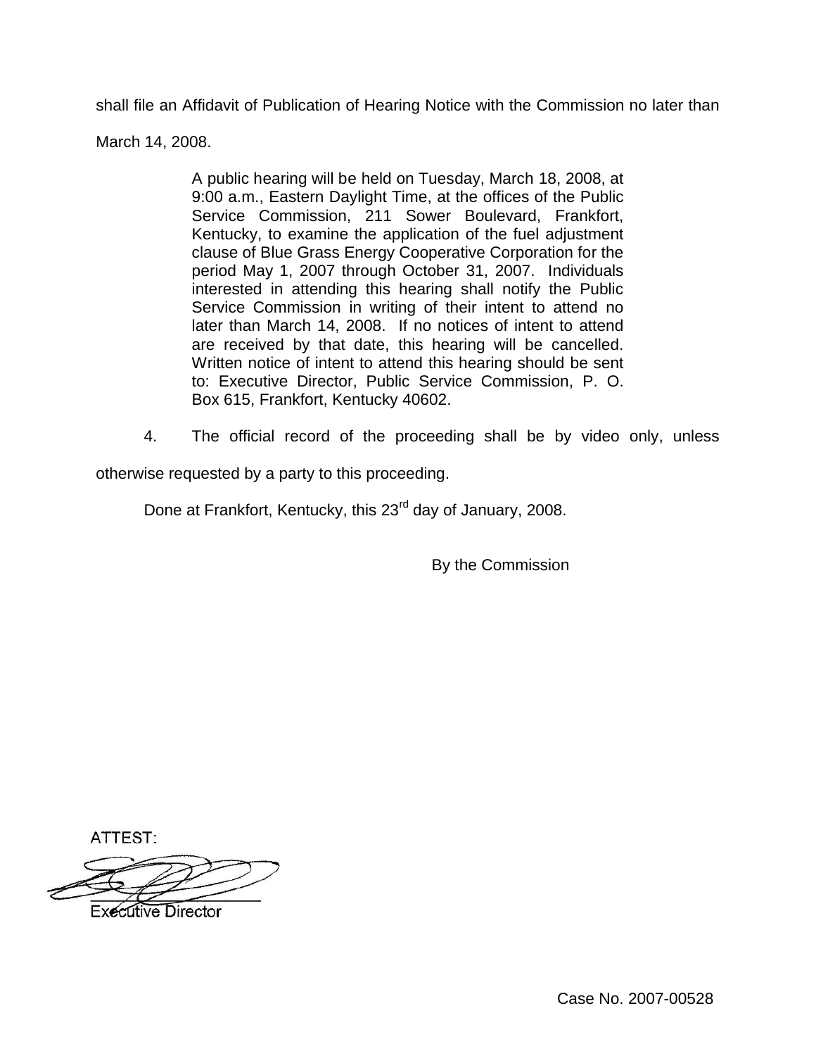shall file an Affidavit of Publication of Hearing Notice with the Commission no later than March 14, 2008.

> A public hearing will be held on Tuesday, March 18, 2008, at 9:00 a.m., Eastern Daylight Time, at the offices of the Public Service Commission, 211 Sower Boulevard, Frankfort, Kentucky, to examine the application of the fuel adjustment clause of Blue Grass Energy Cooperative Corporation for the period May 1, 2007 through October 31, 2007. Individuals interested in attending this hearing shall notify the Public Service Commission in writing of their intent to attend no later than March 14, 2008. If no notices of intent to attend are received by that date, this hearing will be cancelled. Written notice of intent to attend this hearing should be sent to: Executive Director, Public Service Commission, P. O. Box 615, Frankfort, Kentucky 40602.

4. The official record of the proceeding shall be by video only, unless otherwise requested by a party to this proceeding.

Done at Frankfort, Kentucky, this 23rd day of January, 2008.

By the Commission

ATTEST:

Executive Director

Case No. 2007-00528